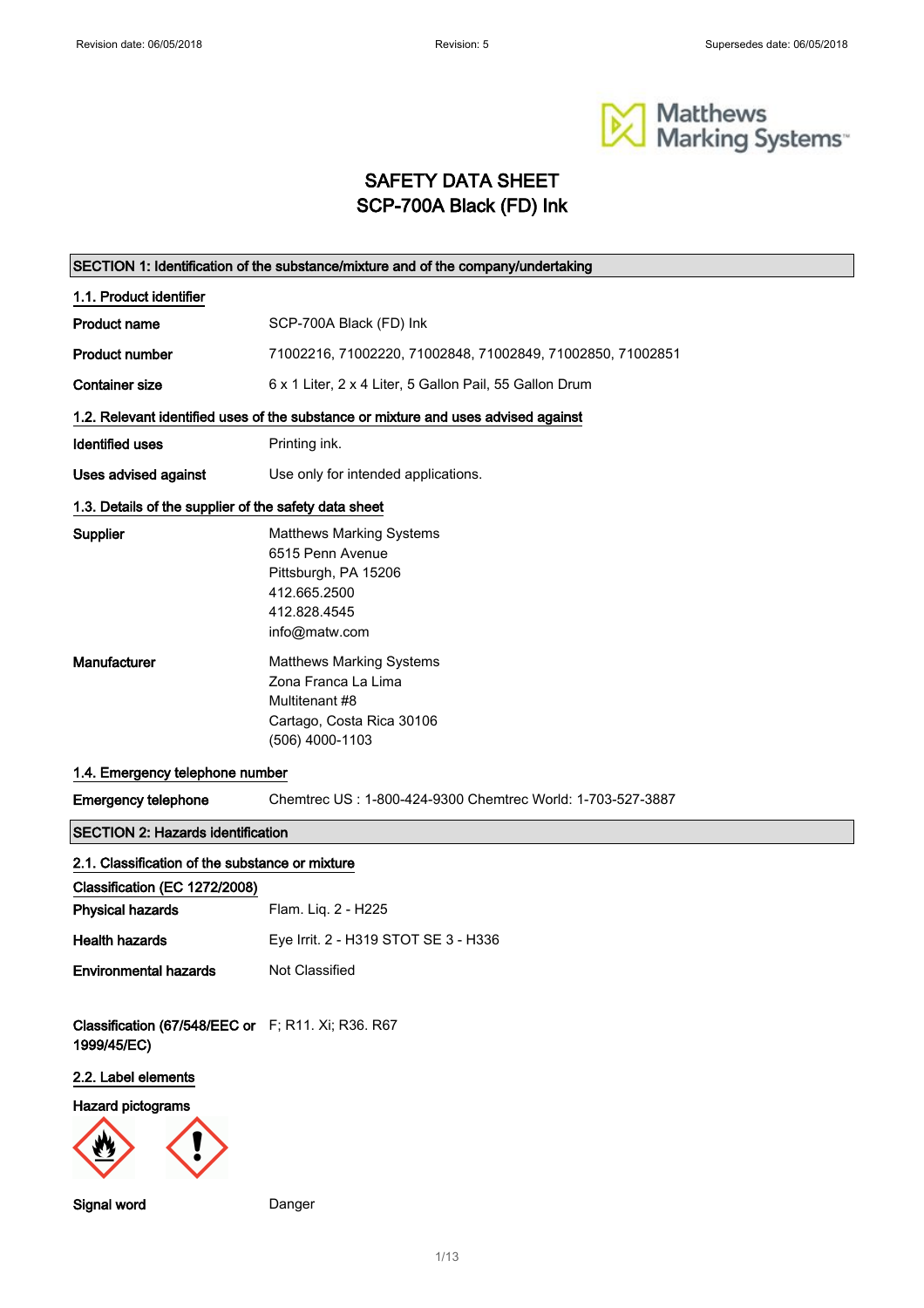# SAFETY DATA SHEET
# SCP-700A Black (FD) Ink

## SECTION 1: Identification of the substance/mixture and of the company/undertaking

### 1.1. Product identifier

| | |
|---|---|
| **Product name** | SCP-700A Black (FD) Ink |
| **Product number** | 71002216, 71002220, 71002848, 71002849, 71002850, 71002851 |
| **Container size** | 6 x 1 Liter, 2 x 4 Liter, 5 Gallon Pail, 55 Gallon Drum |

### 1.2. Relevant identified uses of the substance or mixture and uses advised against

| | |
|---|---|
| **Identified uses** | Printing ink. |
| **Uses advised against** | Use only for intended applications. |

### 1.3. Details of the supplier of the safety data sheet

**Supplier**

Matthews Marking Systems
6515 Penn Avenue
Pittsburgh, PA 15206
412.665.2500
412.828.4545
info@matw.com

**Manufacturer**

Matthews Marking Systems
Zona Franca La Lima
Multitenant #8
Cartago, Costa Rica 30106
(506) 4000-1103

### 1.4. Emergency telephone number

**Emergency telephone** Chemtrec US : 1-800-424-9300 Chemtrec World: 1-703-527-3887

## SECTION 2: Hazards identification

### 2.1. Classification of the substance or mixture

**Classification (EC 1272/2008)**

| | |
|---|---|
| **Physical hazards** | Flam. Liq. 2 - H225 |
| **Health hazards** | Eye Irrit. 2 - H319 STOT SE 3 - H336 |
| **Environmental hazards** | Not Classified |

**Classification (67/548/EEC or 1999/45/EC)** F; R11. Xi; R36. R67

### 2.2. Label elements

**Hazard pictograms**

**Signal word** Danger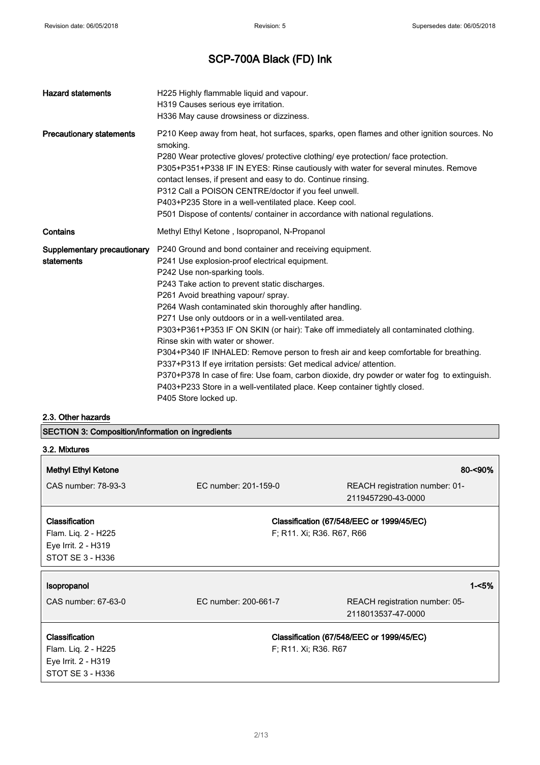| | |
|---|---|
| **Hazard statements** | H225 Highly flammable liquid and vapour.<br>H319 Causes serious eye irritation.<br>H336 May cause drowsiness or dizziness. |
| **Precautionary statements** | P210 Keep away from heat, hot surfaces, sparks, open flames and other ignition sources. No smoking.<br>P280 Wear protective gloves/ protective clothing/ eye protection/ face protection.<br>P305+P351+P338 IF IN EYES: Rinse cautiously with water for several minutes. Remove contact lenses, if present and easy to do. Continue rinsing.<br>P312 Call a POISON CENTRE/doctor if you feel unwell.<br>P403+P235 Store in a well-ventilated place. Keep cool.<br>P501 Dispose of contents/ container in accordance with national regulations. |
| **Contains** | Methyl Ethyl Ketone , Isopropanol, N-Propanol |
| **Supplementary precautionary statements** | P240 Ground and bond container and receiving equipment.<br>P241 Use explosion-proof electrical equipment.<br>P242 Use non-sparking tools.<br>P243 Take action to prevent static discharges.<br>P261 Avoid breathing vapour/ spray.<br>P264 Wash contaminated skin thoroughly after handling.<br>P271 Use only outdoors or in a well-ventilated area.<br>P303+P361+P353 IF ON SKIN (or hair): Take off immediately all contaminated clothing. Rinse skin with water or shower.<br>P304+P340 IF INHALED: Remove person to fresh air and keep comfortable for breathing.<br>P337+P313 If eye irritation persists: Get medical advice/ attention.<br>P370+P378 In case of fire: Use foam, carbon dioxide, dry powder or water fog to extinguish.<br>P403+P233 Store in a well-ventilated place. Keep container tightly closed.<br>P405 Store locked up. |

### 2.3. Other hazards

## SECTION 3: Composition/information on ingredients

### 3.2. Mixtures

| **Methyl Ethyl Ketone** | | **80-<90%** |
|---|---|---|
| CAS number: 78-93-3 | EC number: 201-159-0 | REACH registration number: 01-2119457290-43-0000 |
| **Classification**<br>Flam. Liq. 2 - H225<br>Eye Irrit. 2 - H319<br>STOT SE 3 - H336 | **Classification (67/548/EEC or 1999/45/EC)**<br>F; R11. Xi; R36. R67, R66 | |

| **Isopropanol** | | **1-<5%** |
|---|---|---|
| CAS number: 67-63-0 | EC number: 200-661-7 | REACH registration number: 05-2118013537-47-0000 |
| **Classification**<br>Flam. Liq. 2 - H225<br>Eye Irrit. 2 - H319<br>STOT SE 3 - H336 | **Classification (67/548/EEC or 1999/45/EC)**<br>F; R11. Xi; R36. R67 | |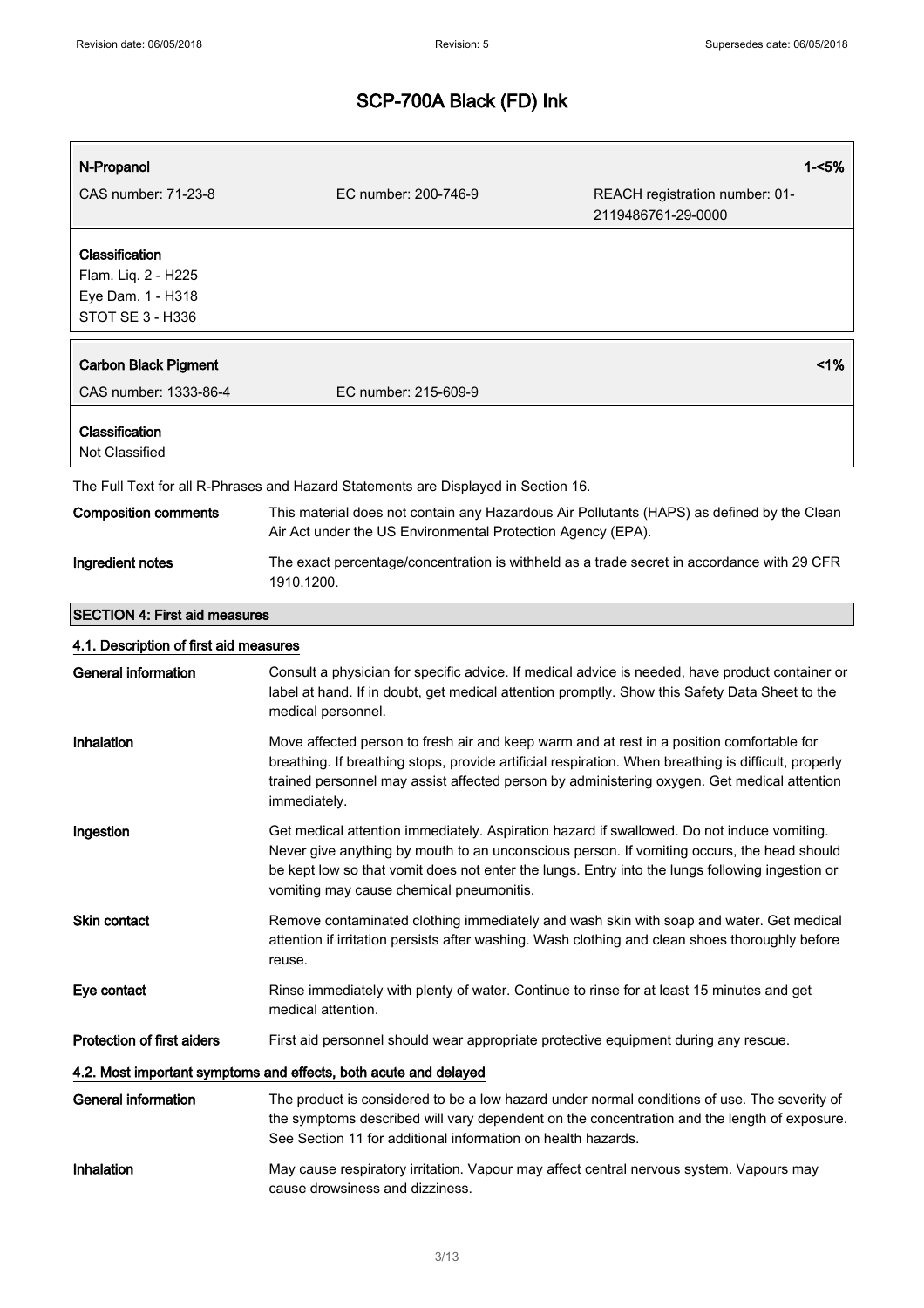| N-Propanol | | 1-<5% |
| --- | --- | --- |
| CAS number: 71-23-8 | EC number: 200-746-9 | REACH registration number: 01-2119486761-29-0000 |

**Classification**
Flam. Liq. 2 - H225
Eye Dam. 1 - H318
STOT SE 3 - H336

| Carbon Black Pigment | <1% |
| --- | --- |
| CAS number: 1333-86-4 | EC number: 215-609-9 |

**Classification**
Not Classified

The Full Text for all R-Phrases and Hazard Statements are Displayed in Section 16.

**Composition comments** This material does not contain any Hazardous Air Pollutants (HAPS) as defined by the Clean Air Act under the US Environmental Protection Agency (EPA).

**Ingredient notes** The exact percentage/concentration is withheld as a trade secret in accordance with 29 CFR 1910.1200.

## SECTION 4: First aid measures

### 4.1. Description of first aid measures

**General information** Consult a physician for specific advice. If medical advice is needed, have product container or label at hand. If in doubt, get medical attention promptly. Show this Safety Data Sheet to the medical personnel.

**Inhalation** Move affected person to fresh air and keep warm and at rest in a position comfortable for breathing. If breathing stops, provide artificial respiration. When breathing is difficult, properly trained personnel may assist affected person by administering oxygen. Get medical attention immediately.

**Ingestion** Get medical attention immediately. Aspiration hazard if swallowed. Do not induce vomiting. Never give anything by mouth to an unconscious person. If vomiting occurs, the head should be kept low so that vomit does not enter the lungs. Entry into the lungs following ingestion or vomiting may cause chemical pneumonitis.

**Skin contact** Remove contaminated clothing immediately and wash skin with soap and water. Get medical attention if irritation persists after washing. Wash clothing and clean shoes thoroughly before reuse.

**Eye contact** Rinse immediately with plenty of water. Continue to rinse for at least 15 minutes and get medical attention.

**Protection of first aiders** First aid personnel should wear appropriate protective equipment during any rescue.

### 4.2. Most important symptoms and effects, both acute and delayed

**General information** The product is considered to be a low hazard under normal conditions of use. The severity of the symptoms described will vary dependent on the concentration and the length of exposure. See Section 11 for additional information on health hazards.

**Inhalation** May cause respiratory irritation. Vapour may affect central nervous system. Vapours may cause drowsiness and dizziness.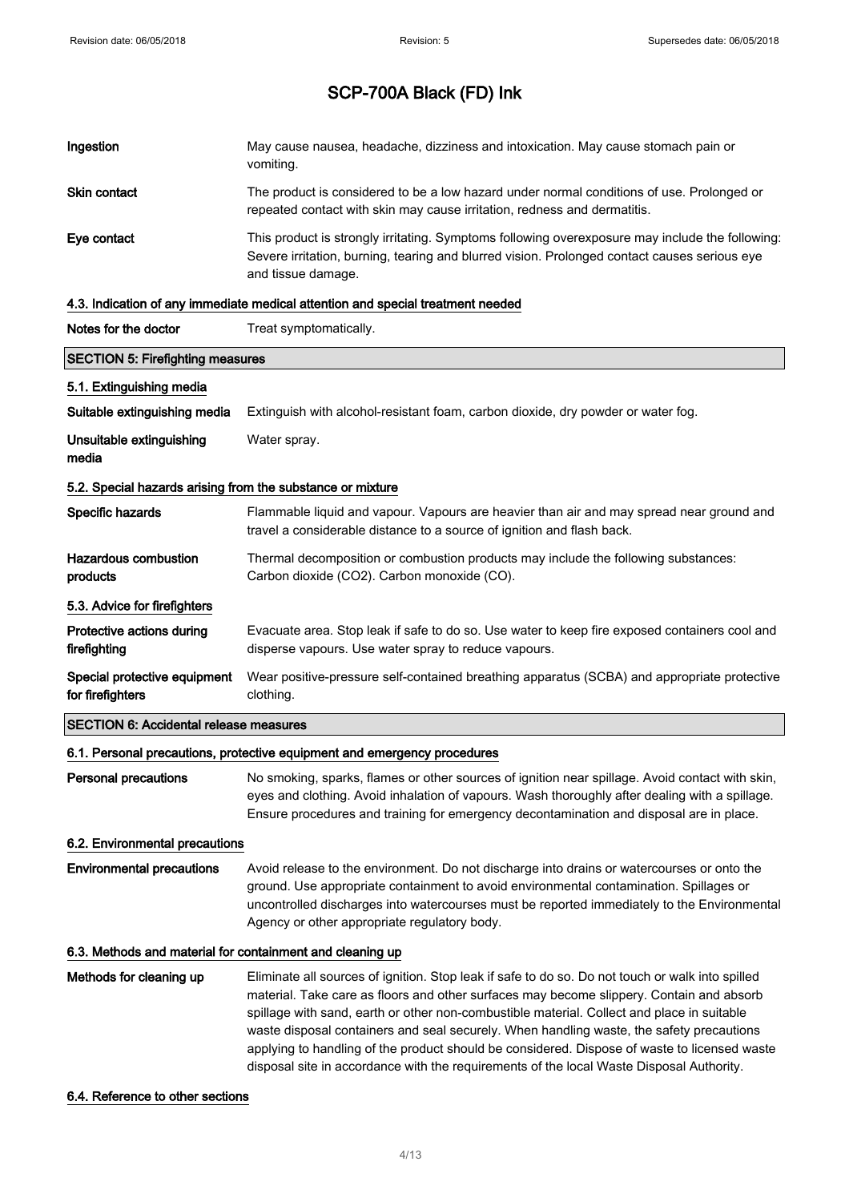# SCP-700A Black (FD) Ink

| | |
|---|---|
| **Ingestion** | May cause nausea, headache, dizziness and intoxication. May cause stomach pain or vomiting. |
| **Skin contact** | The product is considered to be a low hazard under normal conditions of use. Prolonged or repeated contact with skin may cause irritation, redness and dermatitis. |
| **Eye contact** | This product is strongly irritating. Symptoms following overexposure may include the following: Severe irritation, burning, tearing and blurred vision. Prolonged contact causes serious eye and tissue damage. |

### 4.3. Indication of any immediate medical attention and special treatment needed

| | |
|---|---|
| **Notes for the doctor** | Treat symptomatically. |

## SECTION 5: Firefighting measures

### 5.1. Extinguishing media

| | |
|---|---|
| **Suitable extinguishing media** | Extinguish with alcohol-resistant foam, carbon dioxide, dry powder or water fog. |
| **Unsuitable extinguishing media** | Water spray. |

### 5.2. Special hazards arising from the substance or mixture

| | |
|---|---|
| **Specific hazards** | Flammable liquid and vapour. Vapours are heavier than air and may spread near ground and travel a considerable distance to a source of ignition and flash back. |
| **Hazardous combustion products** | Thermal decomposition or combustion products may include the following substances: Carbon dioxide ($CO_2$). Carbon monoxide (CO). |

### 5.3. Advice for firefighters

| | |
|---|---|
| **Protective actions during firefighting** | Evacuate area. Stop leak if safe to do so. Use water to keep fire exposed containers cool and disperse vapours. Use water spray to reduce vapours. |
| **Special protective equipment for firefighters** | Wear positive-pressure self-contained breathing apparatus (SCBA) and appropriate protective clothing. |

## SECTION 6: Accidental release measures

### 6.1. Personal precautions, protective equipment and emergency procedures

| | |
|---|---|
| **Personal precautions** | No smoking, sparks, flames or other sources of ignition near spillage. Avoid contact with skin, eyes and clothing. Avoid inhalation of vapours. Wash thoroughly after dealing with a spillage. Ensure procedures and training for emergency decontamination and disposal are in place. |

### 6.2. Environmental precautions

| | |
|---|---|
| **Environmental precautions** | Avoid release to the environment. Do not discharge into drains or watercourses or onto the ground. Use appropriate containment to avoid environmental contamination. Spillages or uncontrolled discharges into watercourses must be reported immediately to the Environmental Agency or other appropriate regulatory body. |

### 6.3. Methods and material for containment and cleaning up

| | |
|---|---|
| **Methods for cleaning up** | Eliminate all sources of ignition. Stop leak if safe to do so. Do not touch or walk into spilled material. Take care as floors and other surfaces may become slippery. Contain and absorb spillage with sand, earth or other non-combustible material. Collect and place in suitable waste disposal containers and seal securely. When handling waste, the safety precautions applying to handling of the product should be considered. Dispose of waste to licensed waste disposal site in accordance with the requirements of the local Waste Disposal Authority. |

### 6.4. Reference to other sections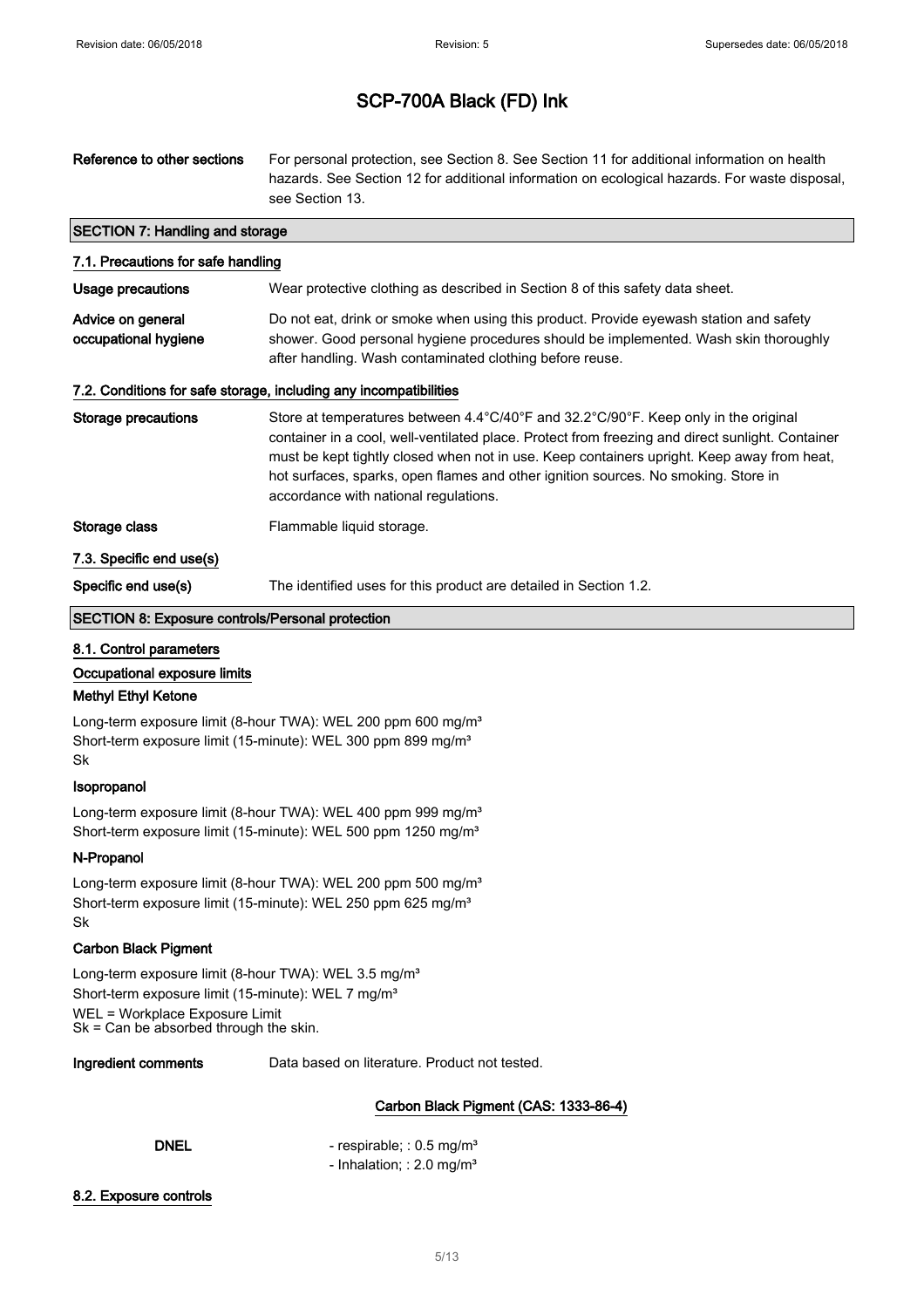# SCP-700A Black (FD) Ink

| | |
|---|---|
| **Reference to other sections** | For personal protection, see Section 8. See Section 11 for additional information on health hazards. See Section 12 for additional information on ecological hazards. For waste disposal, see Section 13. |

## SECTION 7: Handling and storage

### 7.1. Precautions for safe handling

| | |
|---|---|
| **Usage precautions** | Wear protective clothing as described in Section 8 of this safety data sheet. |
| **Advice on general occupational hygiene** | Do not eat, drink or smoke when using this product. Provide eyewash station and safety shower. Good personal hygiene procedures should be implemented. Wash skin thoroughly after handling. Wash contaminated clothing before reuse. |

### 7.2. Conditions for safe storage, including any incompatibilities

| | |
|---|---|
| **Storage precautions** | Store at temperatures between 4.4°C/40°F and 32.2°C/90°F. Keep only in the original container in a cool, well-ventilated place. Protect from freezing and direct sunlight. Container must be kept tightly closed when not in use. Keep containers upright. Keep away from heat, hot surfaces, sparks, open flames and other ignition sources. No smoking. Store in accordance with national regulations. |
| **Storage class** | Flammable liquid storage. |

### 7.3. Specific end use(s)

| | |
|---|---|
| **Specific end use(s)** | The identified uses for this product are detailed in Section 1.2. |

## SECTION 8: Exposure controls/Personal protection

### 8.1. Control parameters

**Occupational exposure limits**

**Methyl Ethyl Ketone**

Long-term exposure limit (8-hour TWA): WEL 200 ppm 600 mg/m³
Short-term exposure limit (15-minute): WEL 300 ppm 899 mg/m³
Sk

**Isopropanol**

Long-term exposure limit (8-hour TWA): WEL 400 ppm 999 mg/m³
Short-term exposure limit (15-minute): WEL 500 ppm 1250 mg/m³

**N-Propanol**

Long-term exposure limit (8-hour TWA): WEL 200 ppm 500 mg/m³
Short-term exposure limit (15-minute): WEL 250 ppm 625 mg/m³
Sk

**Carbon Black Pigment**

Long-term exposure limit (8-hour TWA): WEL 3.5 mg/m³
Short-term exposure limit (15-minute): WEL 7 mg/m³
WEL = Workplace Exposure Limit
Sk = Can be absorbed through the skin.

| | |
|---|---|
| **Ingredient comments** | Data based on literature. Product not tested. |

**Carbon Black Pigment (CAS: 1333-86-4)**

| | |
|---|---|
| **DNEL** | - respirable; : 0.5 mg/m³<br>- Inhalation; : 2.0 mg/m³ |

### 8.2. Exposure controls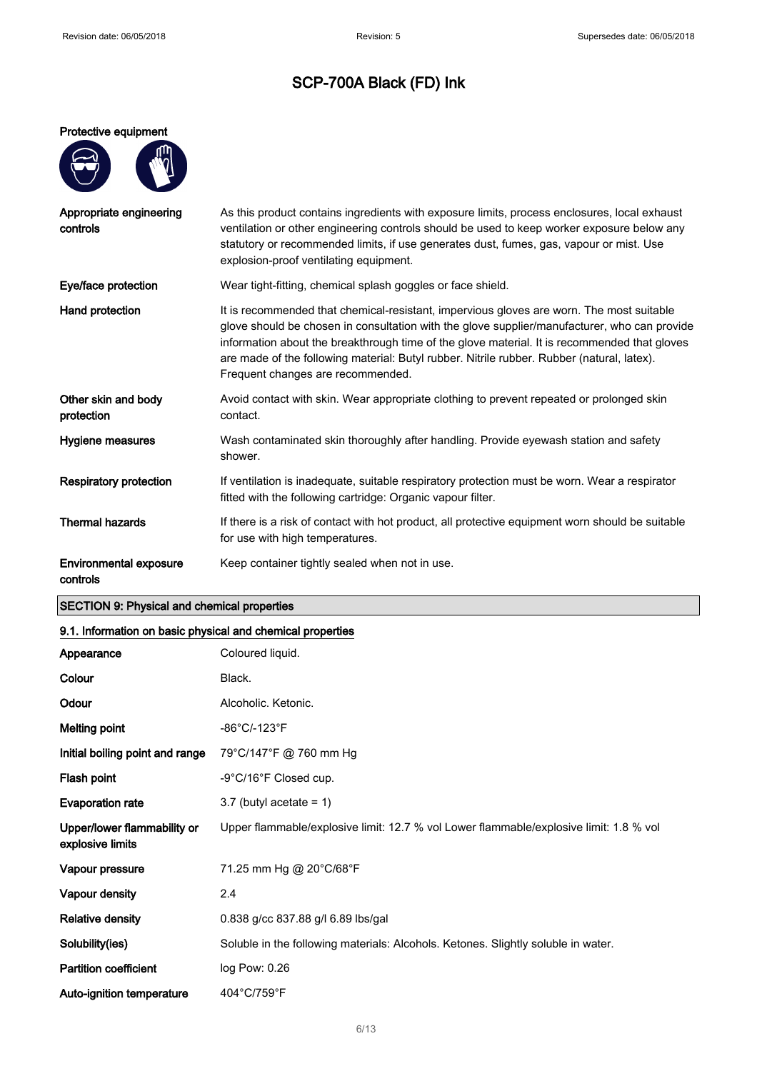# SCP-700A Black (FD) Ink

**Protective equipment**

| | |
|---|---|
| **Appropriate engineering controls** | As this product contains ingredients with exposure limits, process enclosures, local exhaust ventilation or other engineering controls should be used to keep worker exposure below any statutory or recommended limits, if use generates dust, fumes, gas, vapour or mist. Use explosion-proof ventilating equipment. |
| **Eye/face protection** | Wear tight-fitting, chemical splash goggles or face shield. |
| **Hand protection** | It is recommended that chemical-resistant, impervious gloves are worn. The most suitable glove should be chosen in consultation with the glove supplier/manufacturer, who can provide information about the breakthrough time of the glove material. It is recommended that gloves are made of the following material: Butyl rubber. Nitrile rubber. Rubber (natural, latex). Frequent changes are recommended. |
| **Other skin and body protection** | Avoid contact with skin. Wear appropriate clothing to prevent repeated or prolonged skin contact. |
| **Hygiene measures** | Wash contaminated skin thoroughly after handling. Provide eyewash station and safety shower. |
| **Respiratory protection** | If ventilation is inadequate, suitable respiratory protection must be worn. Wear a respirator fitted with the following cartridge: Organic vapour filter. |
| **Thermal hazards** | If there is a risk of contact with hot product, all protective equipment worn should be suitable for use with high temperatures. |
| **Environmental exposure controls** | Keep container tightly sealed when not in use. |

## SECTION 9: Physical and chemical properties

### 9.1. Information on basic physical and chemical properties

| | |
|---|---|
| **Appearance** | Coloured liquid. |
| **Colour** | Black. |
| **Odour** | Alcoholic. Ketonic. |
| **Melting point** | -86°C/-123°F |
| **Initial boiling point and range** | 79°C/147°F @ 760 mm Hg |
| **Flash point** | -9°C/16°F Closed cup. |
| **Evaporation rate** | 3.7 (butyl acetate = 1) |
| **Upper/lower flammability or explosive limits** | Upper flammable/explosive limit: 12.7 % vol Lower flammable/explosive limit: 1.8 % vol |
| **Vapour pressure** | 71.25 mm Hg @ 20°C/68°F |
| **Vapour density** | 2.4 |
| **Relative density** | 0.838 g/cc 837.88 g/l 6.89 lbs/gal |
| **Solubility(ies)** | Soluble in the following materials: Alcohols. Ketones. Slightly soluble in water. |
| **Partition coefficient** | log Pow: 0.26 |
| **Auto-ignition temperature** | 404°C/759°F |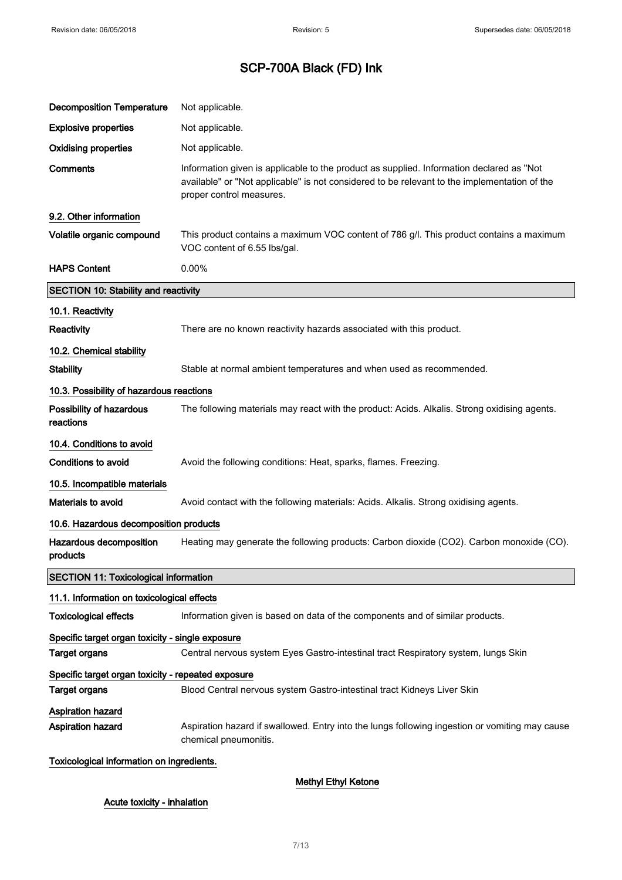| | |
|---|---|
| **Decomposition Temperature** | Not applicable. |
| **Explosive properties** | Not applicable. |
| **Oxidising properties** | Not applicable. |
| **Comments** | Information given is applicable to the product as supplied. Information declared as "Not available" or "Not applicable" is not considered to be relevant to the implementation of the proper control measures. |

### 9.2. Other information

| | |
|---|---|
| **Volatile organic compound** | This product contains a maximum VOC content of 786 g/l. This product contains a maximum VOC content of 6.55 lbs/gal. |
| **HAPS Content** | 0.00% |

## SECTION 10: Stability and reactivity

### 10.1. Reactivity

**Reactivity** There are no known reactivity hazards associated with this product.

### 10.2. Chemical stability

**Stability** Stable at normal ambient temperatures and when used as recommended.

### 10.3. Possibility of hazardous reactions

**Possibility of hazardous reactions** The following materials may react with the product: Acids. Alkalis. Strong oxidising agents.

### 10.4. Conditions to avoid

**Conditions to avoid** Avoid the following conditions: Heat, sparks, flames. Freezing.

### 10.5. Incompatible materials

**Materials to avoid** Avoid contact with the following materials: Acids. Alkalis. Strong oxidising agents.

### 10.6. Hazardous decomposition products

**Hazardous decomposition products** Heating may generate the following products: Carbon dioxide ($CO_2$). Carbon monoxide (CO).

## SECTION 11: Toxicological information

### 11.1. Information on toxicological effects

**Toxicological effects** Information given is based on data of the components and of similar products.

**Specific target organ toxicity - single exposure**

**Target organs** Central nervous system Eyes Gastro-intestinal tract Respiratory system, lungs Skin

**Specific target organ toxicity - repeated exposure**

**Target organs** Blood Central nervous system Gastro-intestinal tract Kidneys Liver Skin

**Aspiration hazard**

**Aspiration hazard** Aspiration hazard if swallowed. Entry into the lungs following ingestion or vomiting may cause chemical pneumonitis.

**Toxicological information on ingredients.**

**Methyl Ethyl Ketone**

**Acute toxicity - inhalation**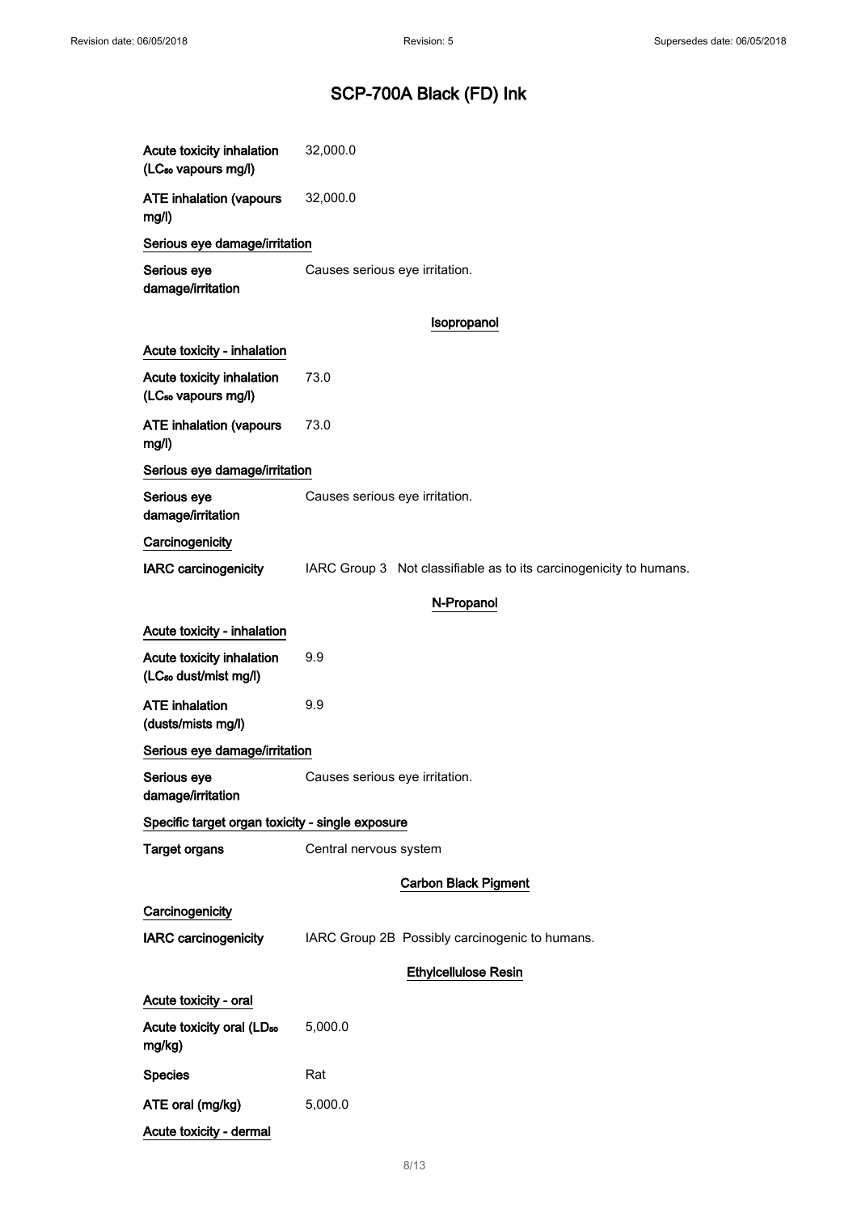# SCP-700A Black (FD) Ink

| | |
|---|---|
| Acute toxicity inhalation ($LC_{50}$ vapours mg/l) | 32,000.0 |
| ATE inhalation (vapours mg/l) | 32,000.0 |

**Serious eye damage/irritation**

| | |
|---|---|
| Serious eye damage/irritation | Causes serious eye irritation. |

### Isopropanol

**Acute toxicity - inhalation**

| | |
|---|---|
| Acute toxicity inhalation ($LC_{50}$ vapours mg/l) | 73.0 |
| ATE inhalation (vapours mg/l) | 73.0 |

**Serious eye damage/irritation**

| | |
|---|---|
| Serious eye damage/irritation | Causes serious eye irritation. |

**Carcinogenicity**

| | |
|---|---|
| IARC carcinogenicity | IARC Group 3 Not classifiable as to its carcinogenicity to humans. |

### N-Propanol

**Acute toxicity - inhalation**

| | |
|---|---|
| Acute toxicity inhalation ($LC_{50}$ dust/mist mg/l) | 9.9 |
| ATE inhalation (dusts/mists mg/l) | 9.9 |

**Serious eye damage/irritation**

| | |
|---|---|
| Serious eye damage/irritation | Causes serious eye irritation. |

**Specific target organ toxicity - single exposure**

| | |
|---|---|
| Target organs | Central nervous system |

### Carbon Black Pigment

**Carcinogenicity**

| | |
|---|---|
| IARC carcinogenicity | IARC Group 2B Possibly carcinogenic to humans. |

### Ethylcellulose Resin

**Acute toxicity - oral**

| | |
|---|---|
| Acute toxicity oral ($LD_{50}$ mg/kg) | 5,000.0 |
| Species | Rat |
| ATE oral (mg/kg) | 5,000.0 |

**Acute toxicity - dermal**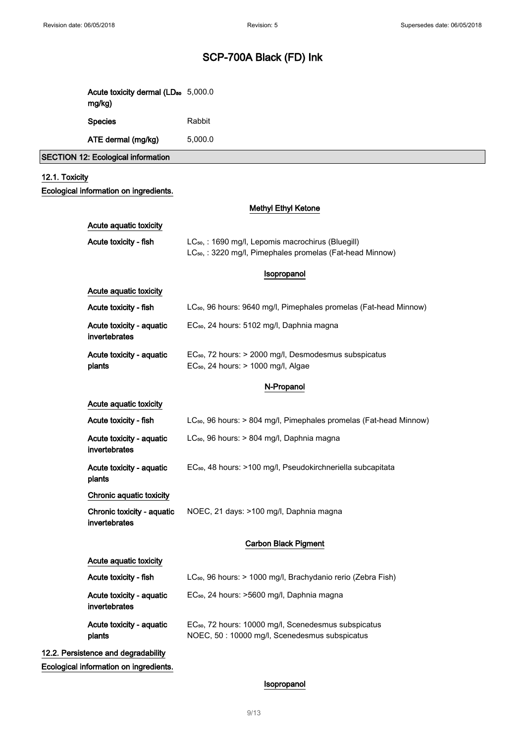# SCP-700A Black (FD) Ink

| | |
|---|---|
| **Acute toxicity dermal ($LD_{50}$ mg/kg)** | 5,000.0 |
| **Species** | Rabbit |
| **ATE dermal (mg/kg)** | 5,000.0 |

## SECTION 12: Ecological information

### 12.1. Toxicity

**Ecological information on ingredients.**

**Methyl Ethyl Ketone**

**Acute aquatic toxicity**

| | |
|---|---|
| **Acute toxicity - fish** | $LC_{50}$, : 1690 mg/l, Lepomis macrochirus (Bluegill)<br>$LC_{50}$, : 3220 mg/l, Pimephales promelas (Fat-head Minnow) |

**Isopropanol**

**Acute aquatic toxicity**

| | |
|---|---|
| **Acute toxicity - fish** | $LC_{50}$, 96 hours: 9640 mg/l, Pimephales promelas (Fat-head Minnow) |
| **Acute toxicity - aquatic invertebrates** | $EC_{50}$, 24 hours: 5102 mg/l, Daphnia magna |
| **Acute toxicity - aquatic plants** | $EC_{50}$, 72 hours: > 2000 mg/l, Desmodesmus subspicatus<br>$EC_{50}$, 24 hours: > 1000 mg/l, Algae |

**N-Propanol**

**Acute aquatic toxicity**

| | |
|---|---|
| **Acute toxicity - fish** | $LC_{50}$, 96 hours: > 804 mg/l, Pimephales promelas (Fat-head Minnow) |
| **Acute toxicity - aquatic invertebrates** | $LC_{50}$, 96 hours: > 804 mg/l, Daphnia magna |
| **Acute toxicity - aquatic plants** | $EC_{50}$, 48 hours: >100 mg/l, Pseudokirchneriella subcapitata |

**Chronic aquatic toxicity**

| | |
|---|---|
| **Chronic toxicity - aquatic invertebrates** | NOEC, 21 days: >100 mg/l, Daphnia magna |

**Carbon Black Pigment**

**Acute aquatic toxicity**

| | |
|---|---|
| **Acute toxicity - fish** | $LC_{50}$, 96 hours: > 1000 mg/l, Brachydanio rerio (Zebra Fish) |
| **Acute toxicity - aquatic invertebrates** | $EC_{50}$, 24 hours: >5600 mg/l, Daphnia magna |
| **Acute toxicity - aquatic plants** | $EC_{50}$, 72 hours: 10000 mg/l, Scenedesmus subspicatus<br>NOEC, 50 : 10000 mg/l, Scenedesmus subspicatus |

### 12.2. Persistence and degradability

**Ecological information on ingredients.**

**Isopropanol**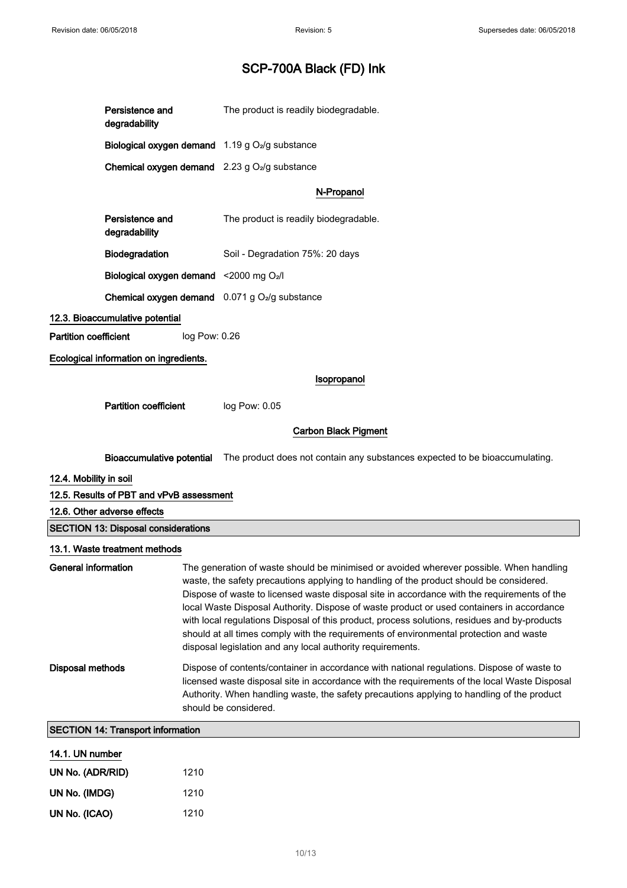| | |
|---|---|
| **Persistence and degradability** | The product is readily biodegradable. |
| **Biological oxygen demand** | 1.19 g $O_2$/g substance |
| **Chemical oxygen demand** | 2.23 g $O_2$/g substance |

**N-Propanol**

| | |
|---|---|
| **Persistence and degradability** | The product is readily biodegradable. |
| **Biodegradation** | Soil - Degradation 75%: 20 days |
| **Biological oxygen demand** | <2000 mg $O_2$/l |
| **Chemical oxygen demand** | 0.071 g $O_2$/g substance |

### 12.3. Bioaccumulative potential

**Partition coefficient** log Pow: 0.26

### Ecological information on ingredients.

**Isopropanol**

**Partition coefficient** log Pow: 0.05

**Carbon Black Pigment**

**Bioaccumulative potential** The product does not contain any substances expected to be bioaccumulating.

### 12.4. Mobility in soil

### 12.5. Results of PBT and vPvB assessment

### 12.6. Other adverse effects

## SECTION 13: Disposal considerations

### 13.1. Waste treatment methods

**General information** The generation of waste should be minimised or avoided wherever possible. When handling waste, the safety precautions applying to handling of the product should be considered. Dispose of waste to licensed waste disposal site in accordance with the requirements of the local Waste Disposal Authority. Dispose of waste product or used containers in accordance with local regulations Disposal of this product, process solutions, residues and by-products should at all times comply with the requirements of environmental protection and waste disposal legislation and any local authority requirements.

**Disposal methods** Dispose of contents/container in accordance with national regulations. Dispose of waste to licensed waste disposal site in accordance with the requirements of the local Waste Disposal Authority. When handling waste, the safety precautions applying to handling of the product should be considered.

## SECTION 14: Transport information

### 14.1. UN number

| | |
|---|---|
| **UN No. (ADR/RID)** | 1210 |
| **UN No. (IMDG)** | 1210 |
| **UN No. (ICAO)** | 1210 |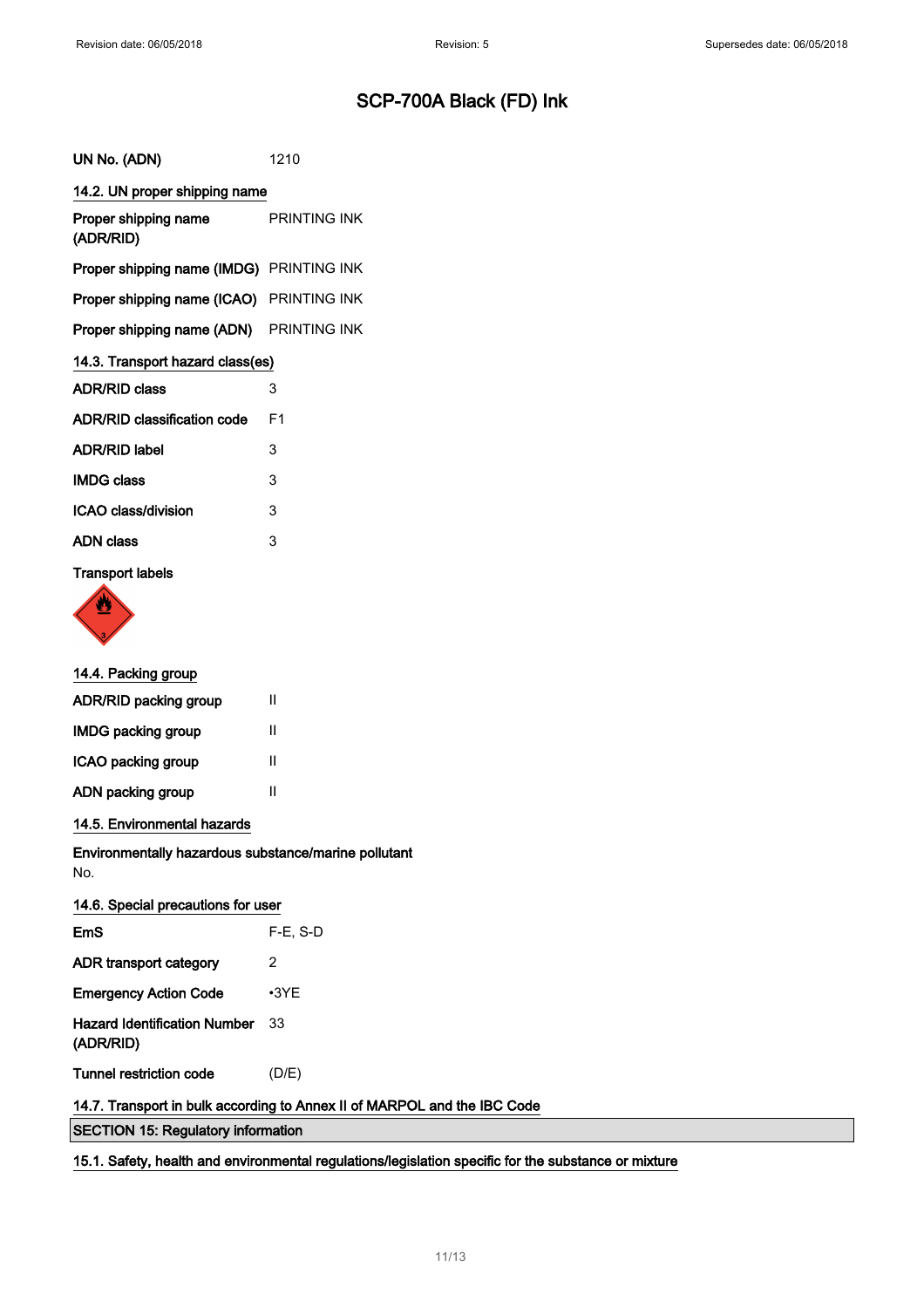# SCP-700A Black (FD) Ink

| | |
|---|---|
| UN No. (ADN) | 1210 |

### 14.2. UN proper shipping name

| | |
|---|---|
| Proper shipping name (ADR/RID) | PRINTING INK |
| Proper shipping name (IMDG) | PRINTING INK |
| Proper shipping name (ICAO) | PRINTING INK |
| Proper shipping name (ADN) | PRINTING INK |

### 14.3. Transport hazard class(es)

| | |
|---|---|
| ADR/RID class | 3 |
| ADR/RID classification code | F1 |
| ADR/RID label | 3 |
| IMDG class | 3 |
| ICAO class/division | 3 |
| ADN class | 3 |

**Transport labels**

### 14.4. Packing group

| | |
|---|---|
| ADR/RID packing group | II |
| IMDG packing group | II |
| ICAO packing group | II |
| ADN packing group | II |

### 14.5. Environmental hazards

**Environmentally hazardous substance/marine pollutant**
No.

### 14.6. Special precautions for user

| | |
|---|---|
| EmS | F-E, S-D |
| ADR transport category | 2 |
| Emergency Action Code | •3YE |
| Hazard Identification Number (ADR/RID) | 33 |
| Tunnel restriction code | (D/E) |

### 14.7. Transport in bulk according to Annex II of MARPOL and the IBC Code

## SECTION 15: Regulatory information

### 15.1. Safety, health and environmental regulations/legislation specific for the substance or mixture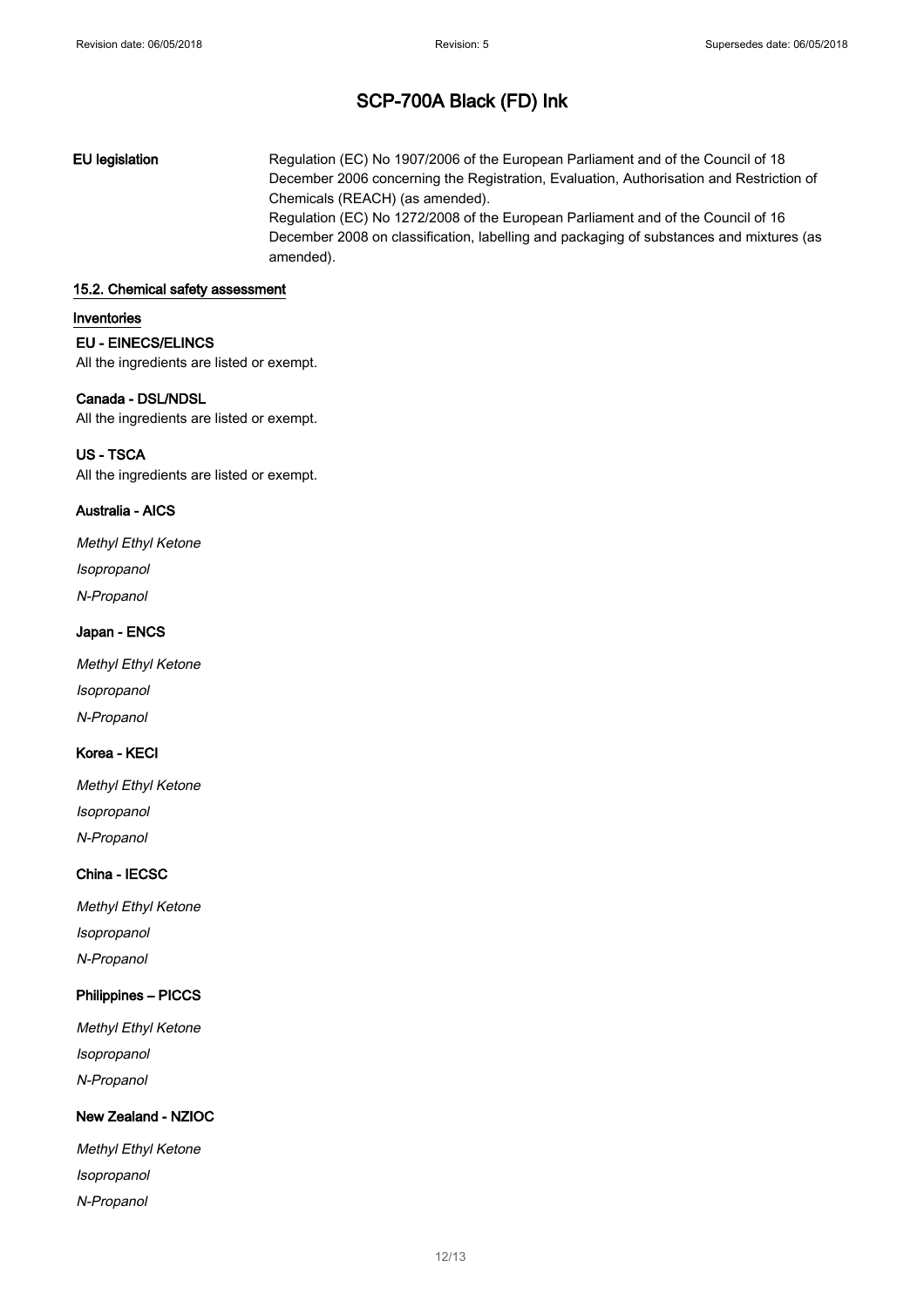# SCP-700A Black (FD) Ink

**EU legislation** Regulation (EC) No 1907/2006 of the European Parliament and of the Council of 18 December 2006 concerning the Registration, Evaluation, Authorisation and Restriction of Chemicals (REACH) (as amended).
Regulation (EC) No 1272/2008 of the European Parliament and of the Council of 16 December 2008 on classification, labelling and packaging of substances and mixtures (as amended).

## 15.2. Chemical safety assessment

### Inventories

**EU - EINECS/ELINCS**

All the ingredients are listed or exempt.

**Canada - DSL/NDSL**

All the ingredients are listed or exempt.

**US - TSCA**

All the ingredients are listed or exempt.

**Australia - AICS**

*Methyl Ethyl Ketone*

*Isopropanol*

*N-Propanol*

**Japan - ENCS**

*Methyl Ethyl Ketone*

*Isopropanol*

*N-Propanol*

**Korea - KECI**

*Methyl Ethyl Ketone*

*Isopropanol*

*N-Propanol*

**China - IECSC**

*Methyl Ethyl Ketone*

*Isopropanol*

*N-Propanol*

**Philippines – PICCS**

*Methyl Ethyl Ketone*

*Isopropanol*

*N-Propanol*

**New Zealand - NZIOC**

*Methyl Ethyl Ketone*

*Isopropanol*

*N-Propanol*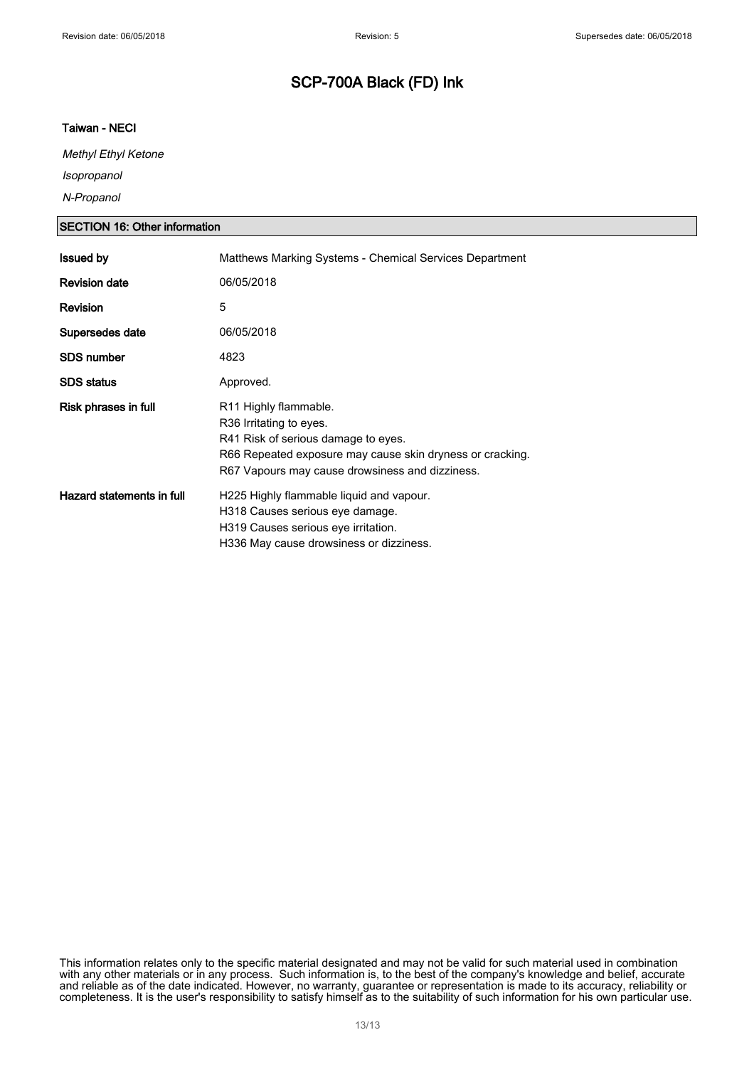# SCP-700A Black (FD) Ink

**Taiwan - NECI**

*Methyl Ethyl Ketone*

*Isopropanol*

*N-Propanol*

## SECTION 16: Other information

| | |
|---|---|
| **Issued by** | Matthews Marking Systems - Chemical Services Department |
| **Revision date** | 06/05/2018 |
| **Revision** | 5 |
| **Supersedes date** | 06/05/2018 |
| **SDS number** | 4823 |
| **SDS status** | Approved. |
| **Risk phrases in full** | R11 Highly flammable.<br>R36 Irritating to eyes.<br>R41 Risk of serious damage to eyes.<br>R66 Repeated exposure may cause skin dryness or cracking.<br>R67 Vapours may cause drowsiness and dizziness. |
| **Hazard statements in full** | H225 Highly flammable liquid and vapour.<br>H318 Causes serious eye damage.<br>H319 Causes serious eye irritation.<br>H336 May cause drowsiness or dizziness. |

This information relates only to the specific material designated and may not be valid for such material used in combination with any other materials or in any process. Such information is, to the best of the company's knowledge and belief, accurate and reliable as of the date indicated. However, no warranty, guarantee or representation is made to its accuracy, reliability or completeness. It is the user's responsibility to satisfy himself as to the suitability of such information for his own particular use.